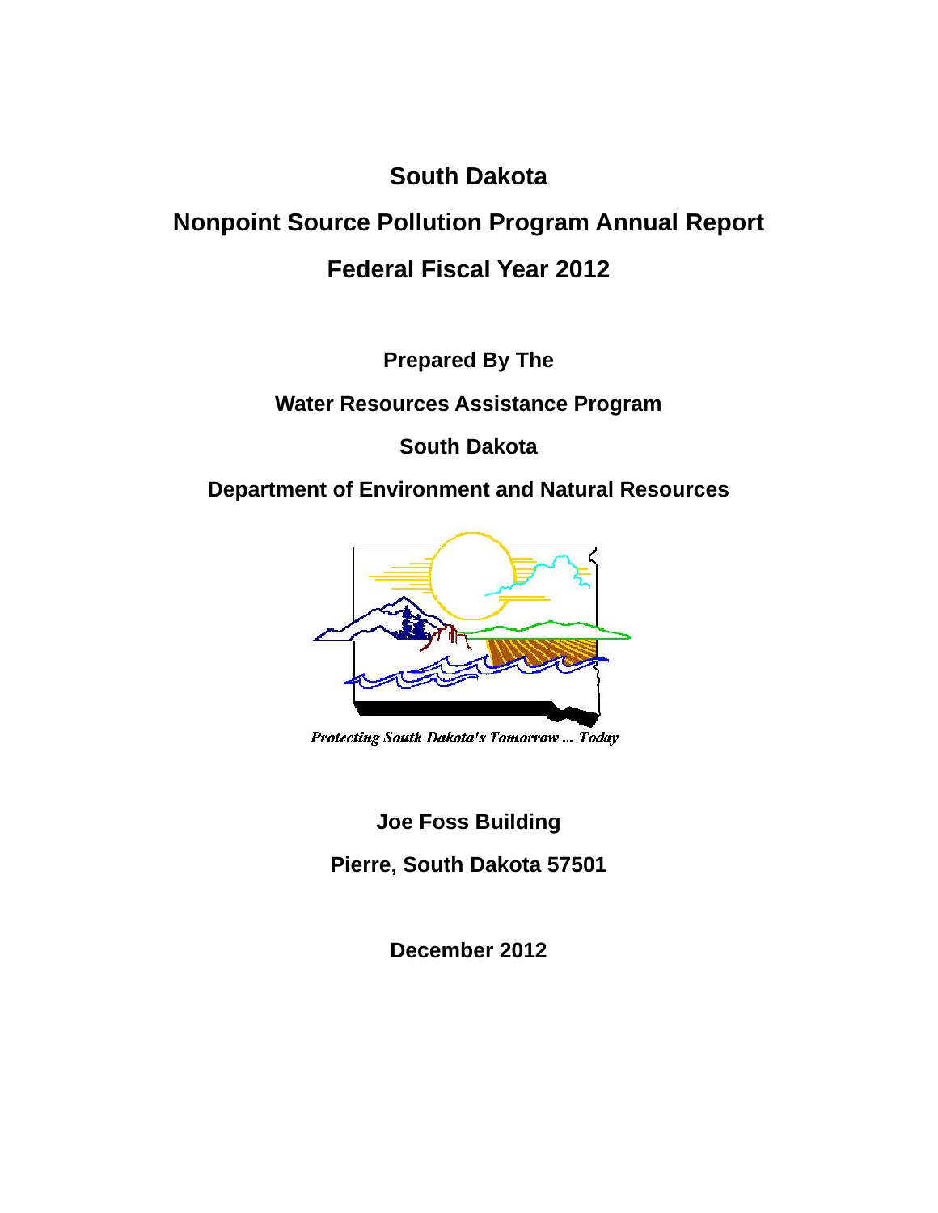# South Dakota

# Nonpoint Source Pollution Program Annual Report

# Federal Fiscal Year 2012

**Prepared By The**

**Water Resources Assistance Program**

**South Dakota**

**Department of Environment and Natural Resources**

*Protecting South Dakota's Tomorrow ... Today*

**Joe Foss Building**

**Pierre, South Dakota 57501**

**December 2012**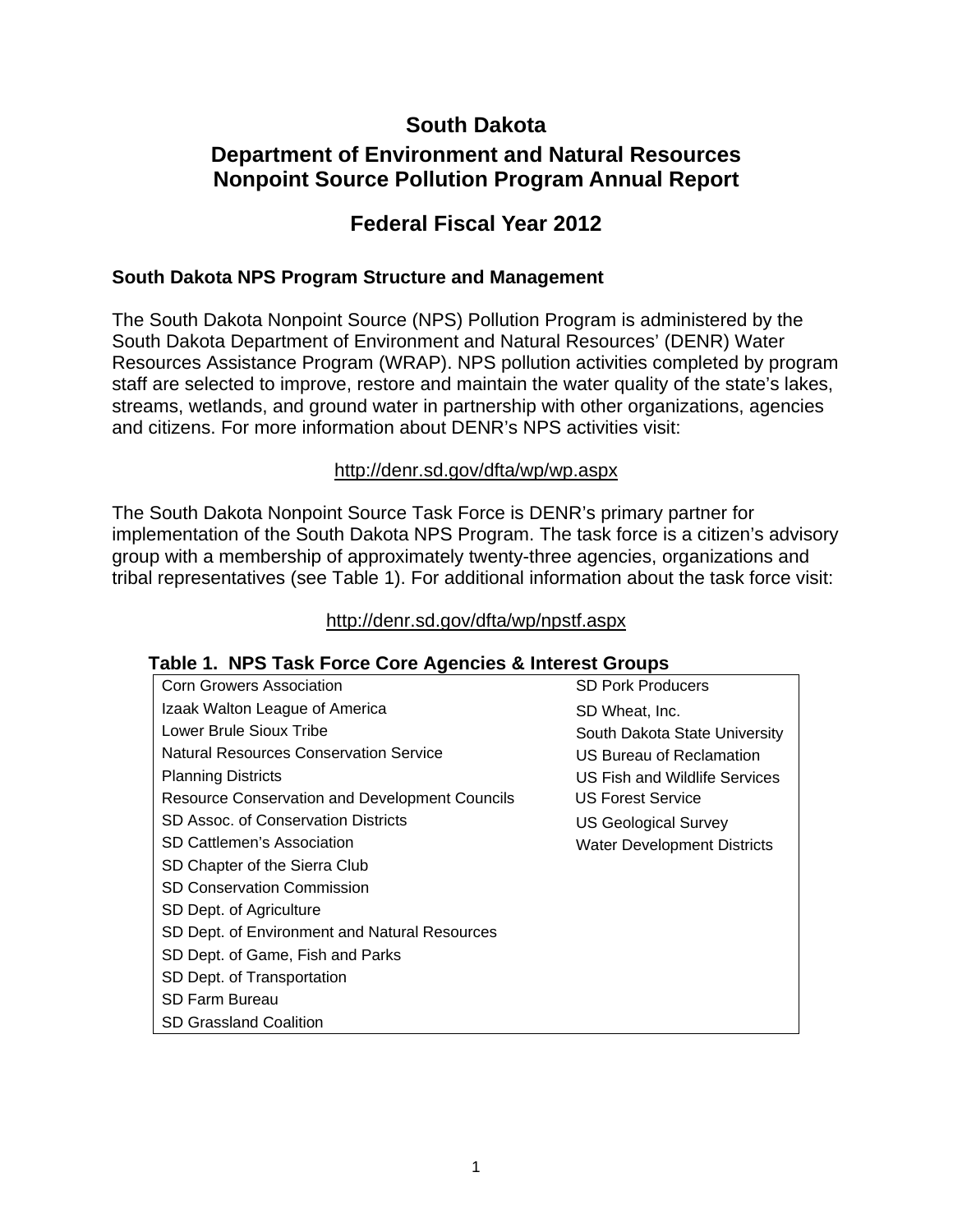# South Dakota

## Department of Environment and Natural Resources Nonpoint Source Pollution Program Annual Report

## Federal Fiscal Year 2012

### South Dakota NPS Program Structure and Management

The South Dakota Nonpoint Source (NPS) Pollution Program is administered by the South Dakota Department of Environment and Natural Resources' (DENR) Water Resources Assistance Program (WRAP). NPS pollution activities completed by program staff are selected to improve, restore and maintain the water quality of the state's lakes, streams, wetlands, and ground water in partnership with other organizations, agencies and citizens. For more information about DENR's NPS activities visit:

http://denr.sd.gov/dfta/wp/wp.aspx

The South Dakota Nonpoint Source Task Force is DENR's primary partner for implementation of the South Dakota NPS Program. The task force is a citizen's advisory group with a membership of approximately twenty-three agencies, organizations and tribal representatives (see Table 1). For additional information about the task force visit:

http://denr.sd.gov/dfta/wp/npstf.aspx

**Table 1. NPS Task Force Core Agencies & Interest Groups**

| | |
|---|---|
| Corn Growers Association | SD Pork Producers |
| Izaak Walton League of America | SD Wheat, Inc. |
| Lower Brule Sioux Tribe | South Dakota State University |
| Natural Resources Conservation Service | US Bureau of Reclamation |
| Planning Districts | US Fish and Wildlife Services |
| Resource Conservation and Development Councils | US Forest Service |
| SD Assoc. of Conservation Districts | US Geological Survey |
| SD Cattlemen's Association | Water Development Districts |
| SD Chapter of the Sierra Club | |
| SD Conservation Commission | |
| SD Dept. of Agriculture | |
| SD Dept. of Environment and Natural Resources | |
| SD Dept. of Game, Fish and Parks | |
| SD Dept. of Transportation | |
| SD Farm Bureau | |
| SD Grassland Coalition | |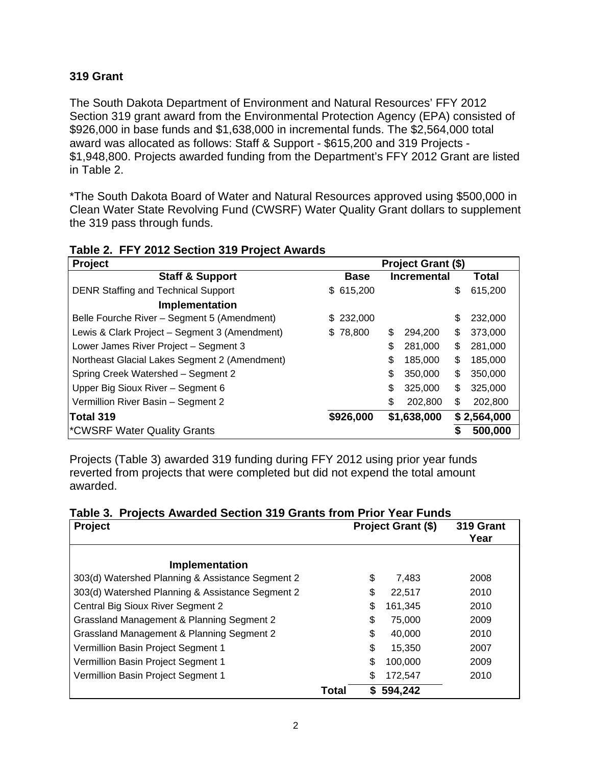## 319 Grant

The South Dakota Department of Environment and Natural Resources' FFY 2012 Section 319 grant award from the Environmental Protection Agency (EPA) consisted of $926,000 in base funds and $1,638,000 in incremental funds. The $2,564,000 total award was allocated as follows: Staff & Support - $615,200 and 319 Projects - $1,948,800. Projects awarded funding from the Department's FFY 2012 Grant are listed in Table 2.

*The South Dakota Board of Water and Natural Resources approved using $500,000 in Clean Water State Revolving Fund (CWSRF) Water Quality Grant dollars to supplement the 319 pass through funds.

**Table 2. FFY 2012 Section 319 Project Awards**

| Project | Project Grant ($) | | |
|---|---|---|---|
| **Staff & Support** | **Base** | **Incremental** | **Total** |
| DENR Staffing and Technical Support | $ 615,200 | | $ 615,200 |
| **Implementation** | | | |
| Belle Fourche River – Segment 5 (Amendment) | $ 232,000 | | $ 232,000 |
| Lewis & Clark Project – Segment 3 (Amendment) | $ 78,800 | $ 294,200 | $ 373,000 |
| Lower James River Project – Segment 3 | | $ 281,000 | $ 281,000 |
| Northeast Glacial Lakes Segment 2 (Amendment) | | $ 185,000 | $ 185,000 |
| Spring Creek Watershed – Segment 2 | | $ 350,000 | $ 350,000 |
| Upper Big Sioux River – Segment 6 | | $ 325,000 | $ 325,000 |
| Vermillion River Basin – Segment 2 | | $ 202,800 | $ 202,800 |
| **Total 319** | **$926,000** | **$1,638,000** | **$ 2,564,000** |
| *CWSRF Water Quality Grants | | | **$ 500,000** |

Projects (Table 3) awarded 319 funding during FFY 2012 using prior year funds reverted from projects that were completed but did not expend the total amount awarded.

**Table 3. Projects Awarded Section 319 Grants from Prior Year Funds**

| Project | Project Grant ($) | 319 Grant Year |
|---|---|---|
| **Implementation** | | |
| 303(d) Watershed Planning & Assistance Segment 2 | $ 7,483 | 2008 |
| 303(d) Watershed Planning & Assistance Segment 2 | $ 22,517 | 2010 |
| Central Big Sioux River Segment 2 | $ 161,345 | 2010 |
| Grassland Management & Planning Segment 2 | $ 75,000 | 2009 |
| Grassland Management & Planning Segment 2 | $ 40,000 | 2010 |
| Vermillion Basin Project Segment 1 | $ 15,350 | 2007 |
| Vermillion Basin Project Segment 1 | $ 100,000 | 2009 |
| Vermillion Basin Project Segment 1 | $ 172,547 | 2010 |
| **Total** | **$ 594,242** | |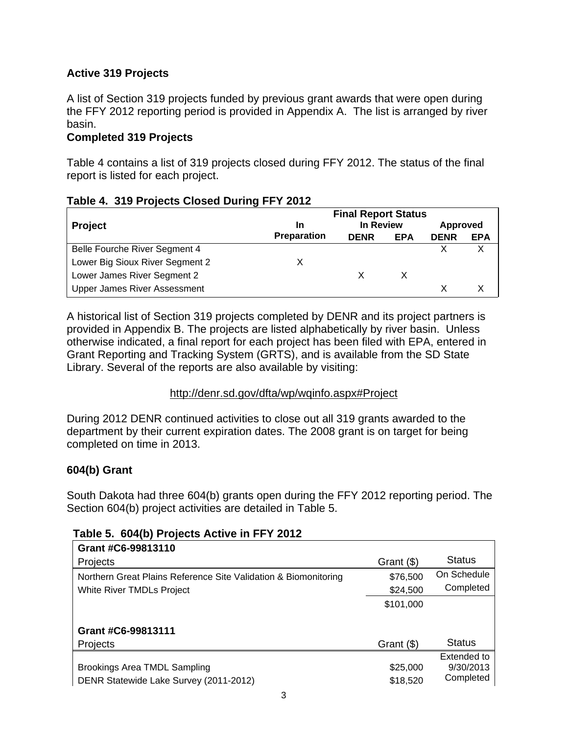### Active 319 Projects

A list of Section 319 projects funded by previous grant awards that were open during the FFY 2012 reporting period is provided in Appendix A. The list is arranged by river basin.

### Completed 319 Projects

Table 4 contains a list of 319 projects closed during FFY 2012. The status of the final report is listed for each project.

**Table 4. 319 Projects Closed During FFY 2012**

| Project | Final Report Status | | | | |
|---|---|---|---|---|---|
| | In | In Review | | Approved | |
| | Preparation | DENR | EPA | DENR | EPA |
| Belle Fourche River Segment 4 | | | | X | X |
| Lower Big Sioux River Segment 2 | X | | | | |
| Lower James River Segment 2 | | X | X | | |
| Upper James River Assessment | | | | X | X |

A historical list of Section 319 projects completed by DENR and its project partners is provided in Appendix B. The projects are listed alphabetically by river basin. Unless otherwise indicated, a final report for each project has been filed with EPA, entered in Grant Reporting and Tracking System (GRTS), and is available from the SD State Library. Several of the reports are also available by visiting:

http://denr.sd.gov/dfta/wp/wqinfo.aspx#Project

During 2012 DENR continued activities to close out all 319 grants awarded to the department by their current expiration dates. The 2008 grant is on target for being completed on time in 2013.

### 604(b) Grant

South Dakota had three 604(b) grants open during the FFY 2012 reporting period. The Section 604(b) project activities are detailed in Table 5.

**Table 5. 604(b) Projects Active in FFY 2012**

| **Grant #C6-99813110** | | |
|---|---|---|
| Projects | Grant ($) | Status |
| Northern Great Plains Reference Site Validation & Biomonitoring | $76,500 | On Schedule |
| White River TMDLs Project | $24,500 | Completed |
| | $101,000 | |
| **Grant #C6-99813111** | | |
| Projects | Grant ($) | Status |
| Brookings Area TMDL Sampling | $25,000 | Extended to 9/30/2013 |
| DENR Statewide Lake Survey (2011-2012) | $18,520 | Completed |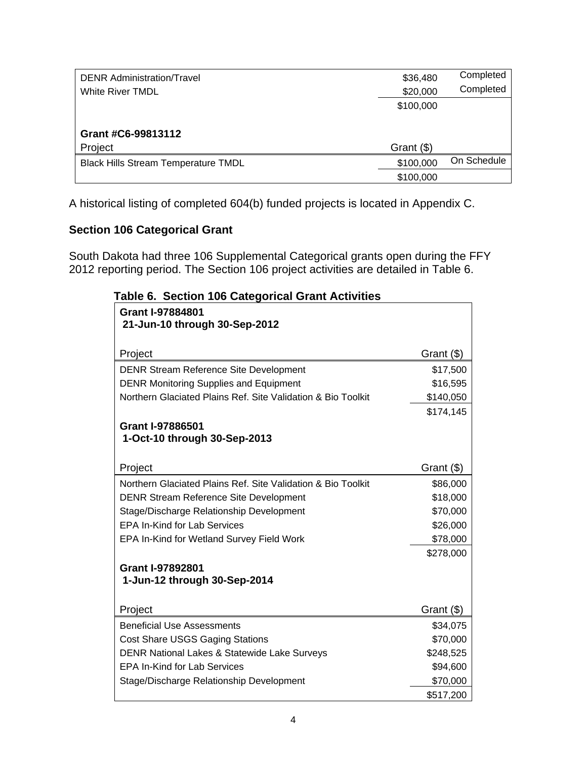| | | |
|---|---|---|
| DENR Administration/Travel | $36,480 | Completed |
| White River TMDL | $20,000 | Completed |
| | $100,000 | |

**Grant #C6-99813112**

| Project | Grant ($) | |
|---|---|---|
| Black Hills Stream Temperature TMDL | $100,000 | On Schedule |
| | $100,000 | |

A historical listing of completed 604(b) funded projects is located in Appendix C.

**Section 106 Categorical Grant**

South Dakota had three 106 Supplemental Categorical grants open during the FFY 2012 reporting period. The Section 106 project activities are detailed in Table 6.

**Table 6. Section 106 Categorical Grant Activities**

**Grant I-97884801**
**21-Jun-10 through 30-Sep-2012**

| Project | Grant ($) |
|---|---|
| DENR Stream Reference Site Development | $17,500 |
| DENR Monitoring Supplies and Equipment | $16,595 |
| Northern Glaciated Plains Ref. Site Validation & Bio Toolkit | $140,050 |
| | $174,145 |

**Grant I-97886501**
**1-Oct-10 through 30-Sep-2013**

| Project | Grant ($) |
|---|---|
| Northern Glaciated Plains Ref. Site Validation & Bio Toolkit | $86,000 |
| DENR Stream Reference Site Development | $18,000 |
| Stage/Discharge Relationship Development | $70,000 |
| EPA In-Kind for Lab Services | $26,000 |
| EPA In-Kind for Wetland Survey Field Work | $78,000 |
| | $278,000 |

**Grant I-97892801**
**1-Jun-12 through 30-Sep-2014**

| Project | Grant ($) |
|---|---|
| Beneficial Use Assessments | $34,075 |
| Cost Share USGS Gaging Stations | $70,000 |
| DENR National Lakes & Statewide Lake Surveys | $248,525 |
| EPA In-Kind for Lab Services | $94,600 |
| Stage/Discharge Relationship Development | $70,000 |
| | $517,200 |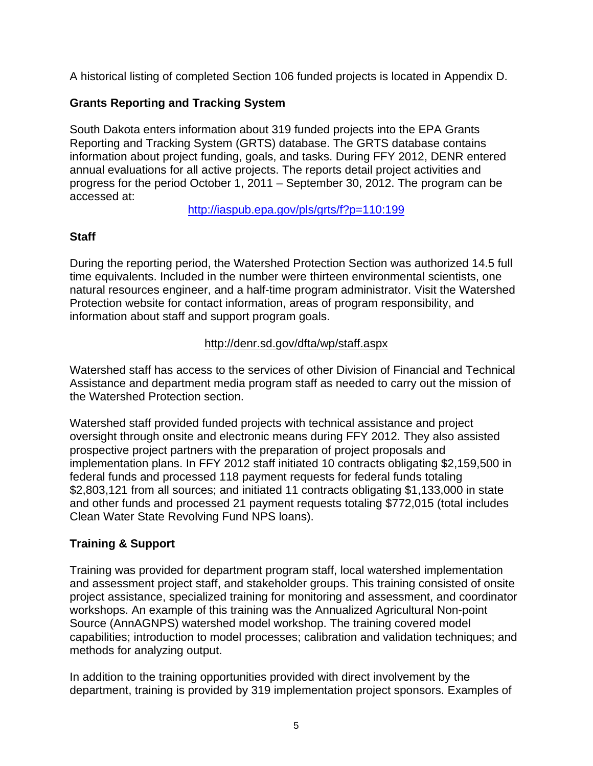A historical listing of completed Section 106 funded projects is located in Appendix D.

**Grants Reporting and Tracking System**

South Dakota enters information about 319 funded projects into the EPA Grants Reporting and Tracking System (GRTS) database. The GRTS database contains information about project funding, goals, and tasks. During FFY 2012, DENR entered annual evaluations for all active projects. The reports detail project activities and progress for the period October 1, 2011 – September 30, 2012. The program can be accessed at:

http://iaspub.epa.gov/pls/grts/f?p=110:199

**Staff**

During the reporting period, the Watershed Protection Section was authorized 14.5 full time equivalents. Included in the number were thirteen environmental scientists, one natural resources engineer, and a half-time program administrator. Visit the Watershed Protection website for contact information, areas of program responsibility, and information about staff and support program goals.

http://denr.sd.gov/dfta/wp/staff.aspx

Watershed staff has access to the services of other Division of Financial and Technical Assistance and department media program staff as needed to carry out the mission of the Watershed Protection section.

Watershed staff provided funded projects with technical assistance and project oversight through onsite and electronic means during FFY 2012. They also assisted prospective project partners with the preparation of project proposals and implementation plans. In FFY 2012 staff initiated 10 contracts obligating $2,159,500 in federal funds and processed 118 payment requests for federal funds totaling $2,803,121 from all sources; and initiated 11 contracts obligating $1,133,000 in state and other funds and processed 21 payment requests totaling $772,015 (total includes Clean Water State Revolving Fund NPS loans).

**Training & Support**

Training was provided for department program staff, local watershed implementation and assessment project staff, and stakeholder groups. This training consisted of onsite project assistance, specialized training for monitoring and assessment, and coordinator workshops. An example of this training was the Annualized Agricultural Non-point Source (AnnAGNPS) watershed model workshop. The training covered model capabilities; introduction to model processes; calibration and validation techniques; and methods for analyzing output.

In addition to the training opportunities provided with direct involvement by the department, training is provided by 319 implementation project sponsors. Examples of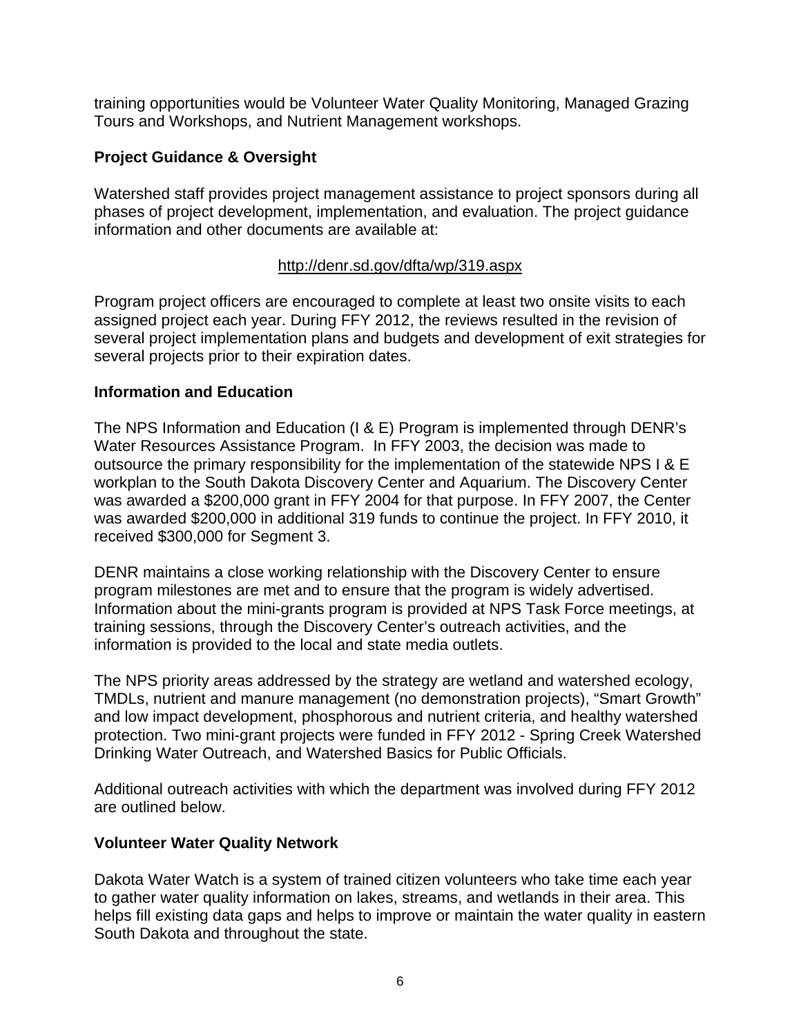training opportunities would be Volunteer Water Quality Monitoring, Managed Grazing Tours and Workshops, and Nutrient Management workshops.

**Project Guidance & Oversight**

Watershed staff provides project management assistance to project sponsors during all phases of project development, implementation, and evaluation. The project guidance information and other documents are available at:

http://denr.sd.gov/dfta/wp/319.aspx

Program project officers are encouraged to complete at least two onsite visits to each assigned project each year. During FFY 2012, the reviews resulted in the revision of several project implementation plans and budgets and development of exit strategies for several projects prior to their expiration dates.

**Information and Education**

The NPS Information and Education (I & E) Program is implemented through DENR's Water Resources Assistance Program. In FFY 2003, the decision was made to outsource the primary responsibility for the implementation of the statewide NPS I & E workplan to the South Dakota Discovery Center and Aquarium. The Discovery Center was awarded a $200,000 grant in FFY 2004 for that purpose. In FFY 2007, the Center was awarded $200,000 in additional 319 funds to continue the project. In FFY 2010, it received $300,000 for Segment 3.

DENR maintains a close working relationship with the Discovery Center to ensure program milestones are met and to ensure that the program is widely advertised. Information about the mini-grants program is provided at NPS Task Force meetings, at training sessions, through the Discovery Center's outreach activities, and the information is provided to the local and state media outlets.

The NPS priority areas addressed by the strategy are wetland and watershed ecology, TMDLs, nutrient and manure management (no demonstration projects), "Smart Growth" and low impact development, phosphorous and nutrient criteria, and healthy watershed protection. Two mini-grant projects were funded in FFY 2012 - Spring Creek Watershed Drinking Water Outreach, and Watershed Basics for Public Officials.

Additional outreach activities with which the department was involved during FFY 2012 are outlined below.

**Volunteer Water Quality Network**

Dakota Water Watch is a system of trained citizen volunteers who take time each year to gather water quality information on lakes, streams, and wetlands in their area. This helps fill existing data gaps and helps to improve or maintain the water quality in eastern South Dakota and throughout the state.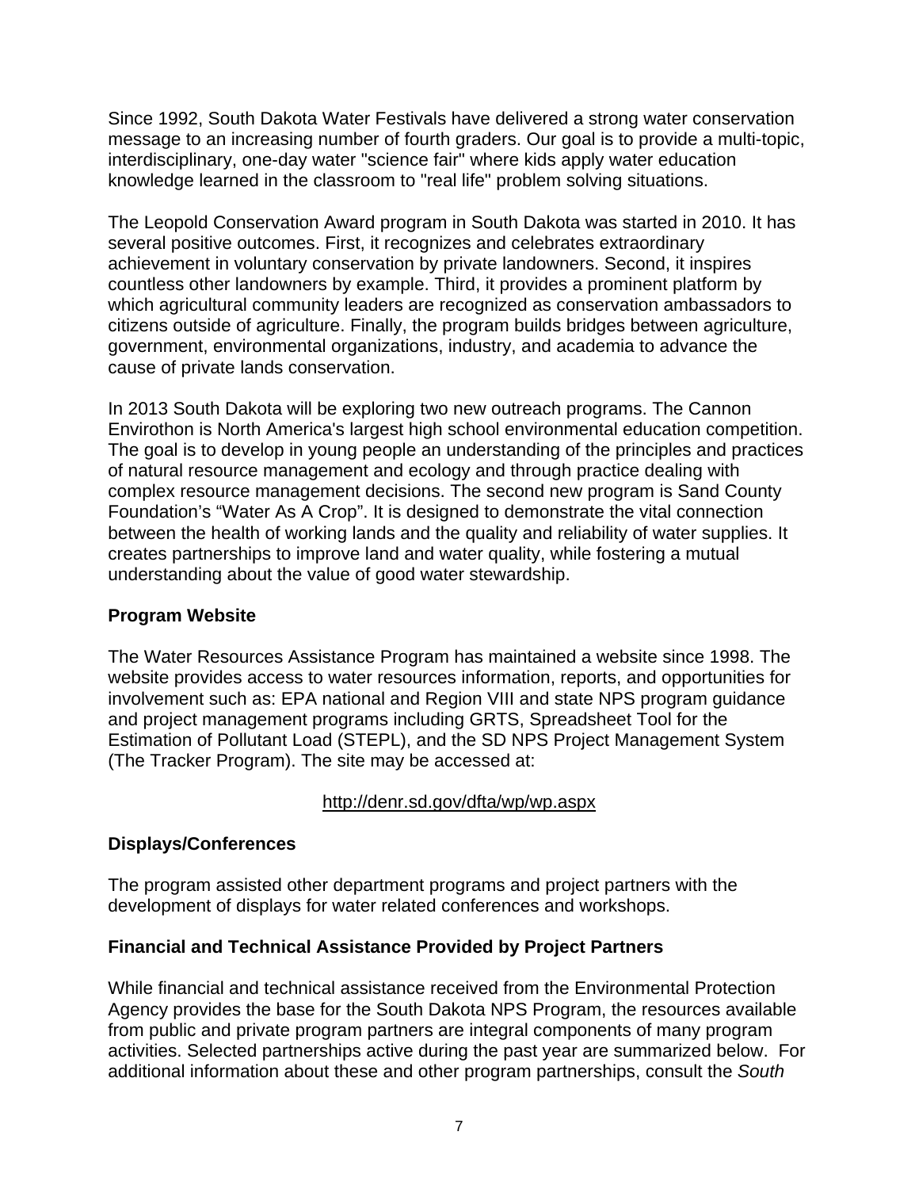Since 1992, South Dakota Water Festivals have delivered a strong water conservation message to an increasing number of fourth graders. Our goal is to provide a multi-topic, interdisciplinary, one-day water "science fair" where kids apply water education knowledge learned in the classroom to "real life" problem solving situations.

The Leopold Conservation Award program in South Dakota was started in 2010. It has several positive outcomes. First, it recognizes and celebrates extraordinary achievement in voluntary conservation by private landowners. Second, it inspires countless other landowners by example. Third, it provides a prominent platform by which agricultural community leaders are recognized as conservation ambassadors to citizens outside of agriculture. Finally, the program builds bridges between agriculture, government, environmental organizations, industry, and academia to advance the cause of private lands conservation.

In 2013 South Dakota will be exploring two new outreach programs. The Cannon Envirothon is North America's largest high school environmental education competition. The goal is to develop in young people an understanding of the principles and practices of natural resource management and ecology and through practice dealing with complex resource management decisions. The second new program is Sand County Foundation's "Water As A Crop". It is designed to demonstrate the vital connection between the health of working lands and the quality and reliability of water supplies. It creates partnerships to improve land and water quality, while fostering a mutual understanding about the value of good water stewardship.

### Program Website

The Water Resources Assistance Program has maintained a website since 1998. The website provides access to water resources information, reports, and opportunities for involvement such as: EPA national and Region VIII and state NPS program guidance and project management programs including GRTS, Spreadsheet Tool for the Estimation of Pollutant Load (STEPL), and the SD NPS Project Management System (The Tracker Program). The site may be accessed at:

http://denr.sd.gov/dfta/wp/wp.aspx

### Displays/Conferences

The program assisted other department programs and project partners with the development of displays for water related conferences and workshops.

### Financial and Technical Assistance Provided by Project Partners

While financial and technical assistance received from the Environmental Protection Agency provides the base for the South Dakota NPS Program, the resources available from public and private program partners are integral components of many program activities. Selected partnerships active during the past year are summarized below. For additional information about these and other program partnerships, consult the *South*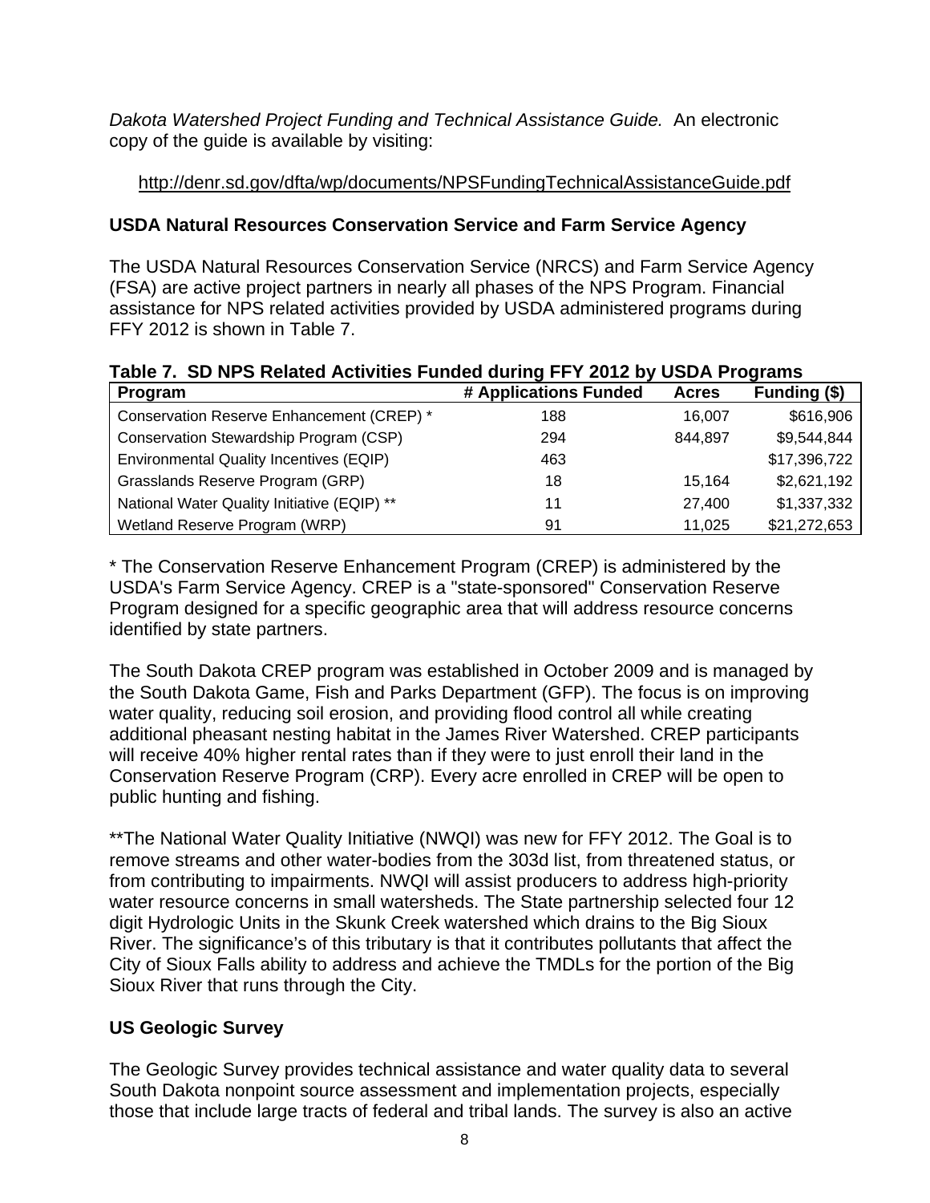*Dakota Watershed Project Funding and Technical Assistance Guide.* An electronic copy of the guide is available by visiting:

http://denr.sd.gov/dfta/wp/documents/NPSFundingTechnicalAssistanceGuide.pdf

**USDA Natural Resources Conservation Service and Farm Service Agency**

The USDA Natural Resources Conservation Service (NRCS) and Farm Service Agency (FSA) are active project partners in nearly all phases of the NPS Program. Financial assistance for NPS related activities provided by USDA administered programs during FFY 2012 is shown in Table 7.

**Table 7. SD NPS Related Activities Funded during FFY 2012 by USDA Programs**

| Program | # Applications Funded | Acres | Funding ($) |
|---|---|---|---|
| Conservation Reserve Enhancement (CREP) * | 188 | 16,007 | $616,906 |
| Conservation Stewardship Program (CSP) | 294 | 844,897 | $9,544,844 |
| Environmental Quality Incentives (EQIP) | 463 | | $17,396,722 |
| Grasslands Reserve Program (GRP) | 18 | 15,164 | $2,621,192 |
| National Water Quality Initiative (EQIP) ** | 11 | 27,400 | $1,337,332 |
| Wetland Reserve Program (WRP) | 91 | 11,025 | $21,272,653 |

* The Conservation Reserve Enhancement Program (CREP) is administered by the USDA's Farm Service Agency. CREP is a "state-sponsored" Conservation Reserve Program designed for a specific geographic area that will address resource concerns identified by state partners.

The South Dakota CREP program was established in October 2009 and is managed by the South Dakota Game, Fish and Parks Department (GFP). The focus is on improving water quality, reducing soil erosion, and providing flood control all while creating additional pheasant nesting habitat in the James River Watershed. CREP participants will receive 40% higher rental rates than if they were to just enroll their land in the Conservation Reserve Program (CRP). Every acre enrolled in CREP will be open to public hunting and fishing.

**The National Water Quality Initiative (NWQI) was new for FFY 2012. The Goal is to remove streams and other water-bodies from the 303d list, from threatened status, or from contributing to impairments. NWQI will assist producers to address high-priority water resource concerns in small watersheds. The State partnership selected four 12 digit Hydrologic Units in the Skunk Creek watershed which drains to the Big Sioux River. The significance's of this tributary is that it contributes pollutants that affect the City of Sioux Falls ability to address and achieve the TMDLs for the portion of the Big Sioux River that runs through the City.

**US Geologic Survey**

The Geologic Survey provides technical assistance and water quality data to several South Dakota nonpoint source assessment and implementation projects, especially those that include large tracts of federal and tribal lands. The survey is also an active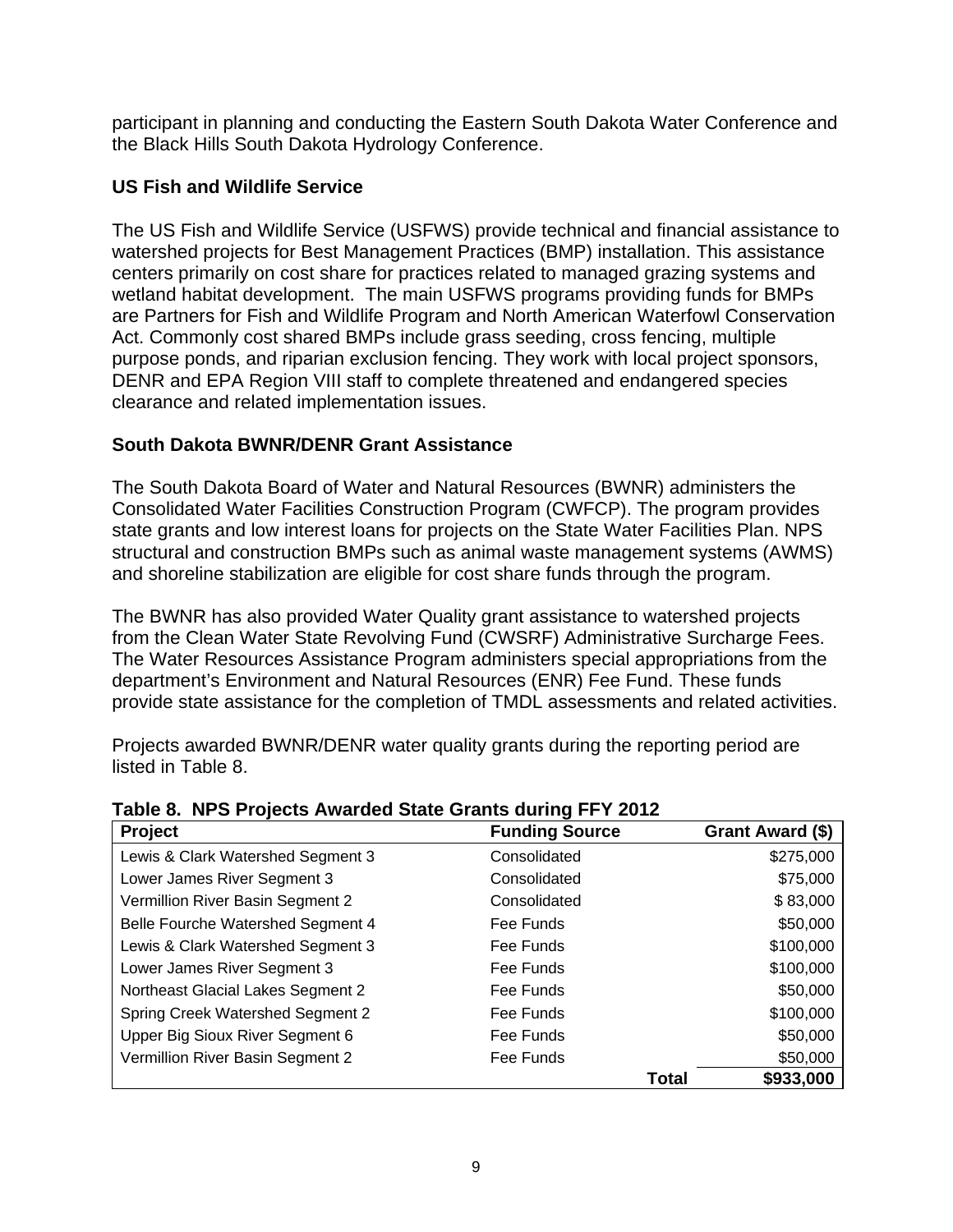participant in planning and conducting the Eastern South Dakota Water Conference and the Black Hills South Dakota Hydrology Conference.

### US Fish and Wildlife Service

The US Fish and Wildlife Service (USFWS) provide technical and financial assistance to watershed projects for Best Management Practices (BMP) installation. This assistance centers primarily on cost share for practices related to managed grazing systems and wetland habitat development. The main USFWS programs providing funds for BMPs are Partners for Fish and Wildlife Program and North American Waterfowl Conservation Act. Commonly cost shared BMPs include grass seeding, cross fencing, multiple purpose ponds, and riparian exclusion fencing. They work with local project sponsors, DENR and EPA Region VIII staff to complete threatened and endangered species clearance and related implementation issues.

### South Dakota BWNR/DENR Grant Assistance

The South Dakota Board of Water and Natural Resources (BWNR) administers the Consolidated Water Facilities Construction Program (CWFCP). The program provides state grants and low interest loans for projects on the State Water Facilities Plan. NPS structural and construction BMPs such as animal waste management systems (AWMS) and shoreline stabilization are eligible for cost share funds through the program.

The BWNR has also provided Water Quality grant assistance to watershed projects from the Clean Water State Revolving Fund (CWSRF) Administrative Surcharge Fees. The Water Resources Assistance Program administers special appropriations from the department's Environment and Natural Resources (ENR) Fee Fund. These funds provide state assistance for the completion of TMDL assessments and related activities.

Projects awarded BWNR/DENR water quality grants during the reporting period are listed in Table 8.

**Table 8. NPS Projects Awarded State Grants during FFY 2012**

| Project | Funding Source | Grant Award ($) |
|---|---|---|
| Lewis & Clark Watershed Segment 3 | Consolidated | $275,000 |
| Lower James River Segment 3 | Consolidated | $75,000 |
| Vermillion River Basin Segment 2 | Consolidated | $ 83,000 |
| Belle Fourche Watershed Segment 4 | Fee Funds | $50,000 |
| Lewis & Clark Watershed Segment 3 | Fee Funds | $100,000 |
| Lower James River Segment 3 | Fee Funds | $100,000 |
| Northeast Glacial Lakes Segment 2 | Fee Funds | $50,000 |
| Spring Creek Watershed Segment 2 | Fee Funds | $100,000 |
| Upper Big Sioux River Segment 6 | Fee Funds | $50,000 |
| Vermillion River Basin Segment 2 | Fee Funds | $50,000 |
| | **Total** | **$933,000** |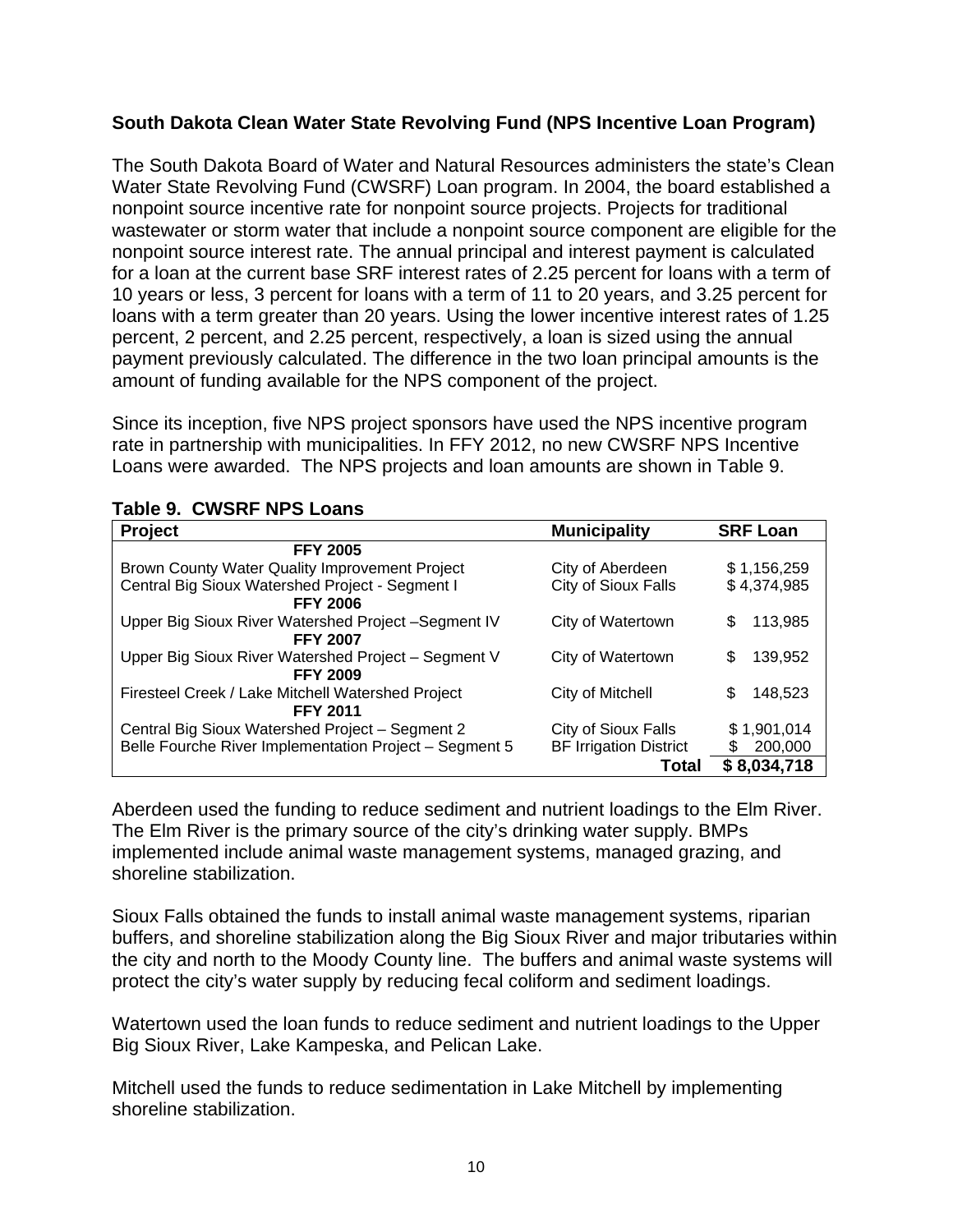**South Dakota Clean Water State Revolving Fund (NPS Incentive Loan Program)**

The South Dakota Board of Water and Natural Resources administers the state's Clean Water State Revolving Fund (CWSRF) Loan program. In 2004, the board established a nonpoint source incentive rate for nonpoint source projects. Projects for traditional wastewater or storm water that include a nonpoint source component are eligible for the nonpoint source interest rate. The annual principal and interest payment is calculated for a loan at the current base SRF interest rates of 2.25 percent for loans with a term of 10 years or less, 3 percent for loans with a term of 11 to 20 years, and 3.25 percent for loans with a term greater than 20 years. Using the lower incentive interest rates of 1.25 percent, 2 percent, and 2.25 percent, respectively, a loan is sized using the annual payment previously calculated. The difference in the two loan principal amounts is the amount of funding available for the NPS component of the project.

Since its inception, five NPS project sponsors have used the NPS incentive program rate in partnership with municipalities. In FFY 2012, no new CWSRF NPS Incentive Loans were awarded. The NPS projects and loan amounts are shown in Table 9.

**Table 9. CWSRF NPS Loans**

| Project | Municipality | SRF Loan |
|---|---|---|
| **FFY 2005** | | |
| Brown County Water Quality Improvement Project | City of Aberdeen | $ 1,156,259 |
| Central Big Sioux Watershed Project - Segment I | City of Sioux Falls | $ 4,374,985 |
| **FFY 2006** | | |
| Upper Big Sioux River Watershed Project –Segment IV | City of Watertown | $ 113,985 |
| **FFY 2007** | | |
| Upper Big Sioux River Watershed Project – Segment V | City of Watertown | $ 139,952 |
| **FFY 2009** | | |
| Firesteel Creek / Lake Mitchell Watershed Project | City of Mitchell | $ 148,523 |
| **FFY 2011** | | |
| Central Big Sioux Watershed Project – Segment 2 | City of Sioux Falls | $ 1,901,014 |
| Belle Fourche River Implementation Project – Segment 5 | BF Irrigation District | $ 200,000 |
| | **Total** | **$ 8,034,718** |

Aberdeen used the funding to reduce sediment and nutrient loadings to the Elm River. The Elm River is the primary source of the city's drinking water supply. BMPs implemented include animal waste management systems, managed grazing, and shoreline stabilization.

Sioux Falls obtained the funds to install animal waste management systems, riparian buffers, and shoreline stabilization along the Big Sioux River and major tributaries within the city and north to the Moody County line. The buffers and animal waste systems will protect the city's water supply by reducing fecal coliform and sediment loadings.

Watertown used the loan funds to reduce sediment and nutrient loadings to the Upper Big Sioux River, Lake Kampeska, and Pelican Lake.

Mitchell used the funds to reduce sedimentation in Lake Mitchell by implementing shoreline stabilization.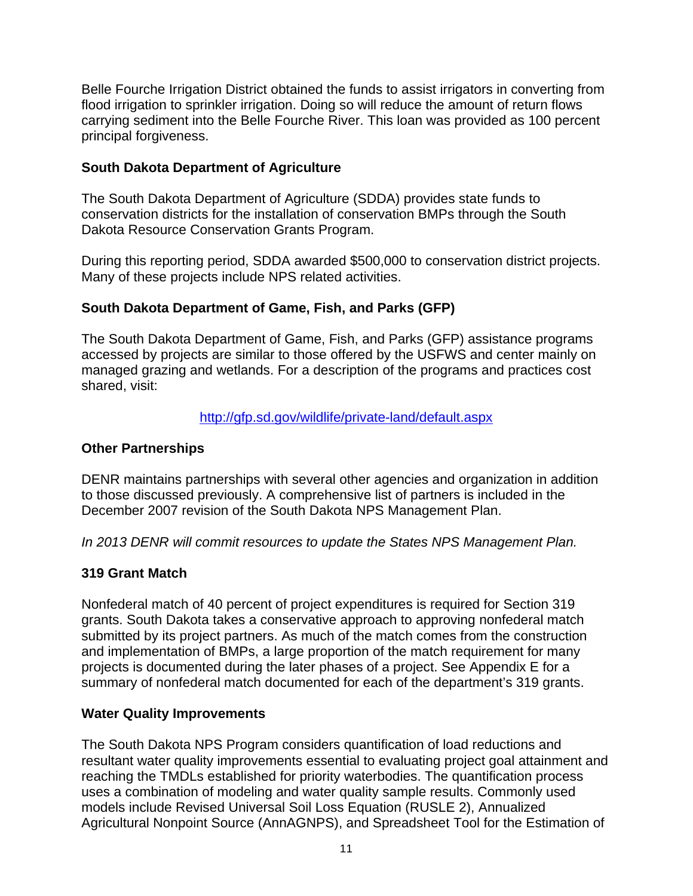Belle Fourche Irrigation District obtained the funds to assist irrigators in converting from flood irrigation to sprinkler irrigation. Doing so will reduce the amount of return flows carrying sediment into the Belle Fourche River. This loan was provided as 100 percent principal forgiveness.

**South Dakota Department of Agriculture**

The South Dakota Department of Agriculture (SDDA) provides state funds to conservation districts for the installation of conservation BMPs through the South Dakota Resource Conservation Grants Program.

During this reporting period, SDDA awarded $500,000 to conservation district projects. Many of these projects include NPS related activities.

**South Dakota Department of Game, Fish, and Parks (GFP)**

The South Dakota Department of Game, Fish, and Parks (GFP) assistance programs accessed by projects are similar to those offered by the USFWS and center mainly on managed grazing and wetlands. For a description of the programs and practices cost shared, visit:

http://gfp.sd.gov/wildlife/private-land/default.aspx

**Other Partnerships**

DENR maintains partnerships with several other agencies and organization in addition to those discussed previously. A comprehensive list of partners is included in the December 2007 revision of the South Dakota NPS Management Plan.

*In 2013 DENR will commit resources to update the States NPS Management Plan.*

**319 Grant Match**

Nonfederal match of 40 percent of project expenditures is required for Section 319 grants. South Dakota takes a conservative approach to approving nonfederal match submitted by its project partners. As much of the match comes from the construction and implementation of BMPs, a large proportion of the match requirement for many projects is documented during the later phases of a project. See Appendix E for a summary of nonfederal match documented for each of the department's 319 grants.

**Water Quality Improvements**

The South Dakota NPS Program considers quantification of load reductions and resultant water quality improvements essential to evaluating project goal attainment and reaching the TMDLs established for priority waterbodies. The quantification process uses a combination of modeling and water quality sample results. Commonly used models include Revised Universal Soil Loss Equation (RUSLE 2), Annualized Agricultural Nonpoint Source (AnnAGNPS), and Spreadsheet Tool for the Estimation of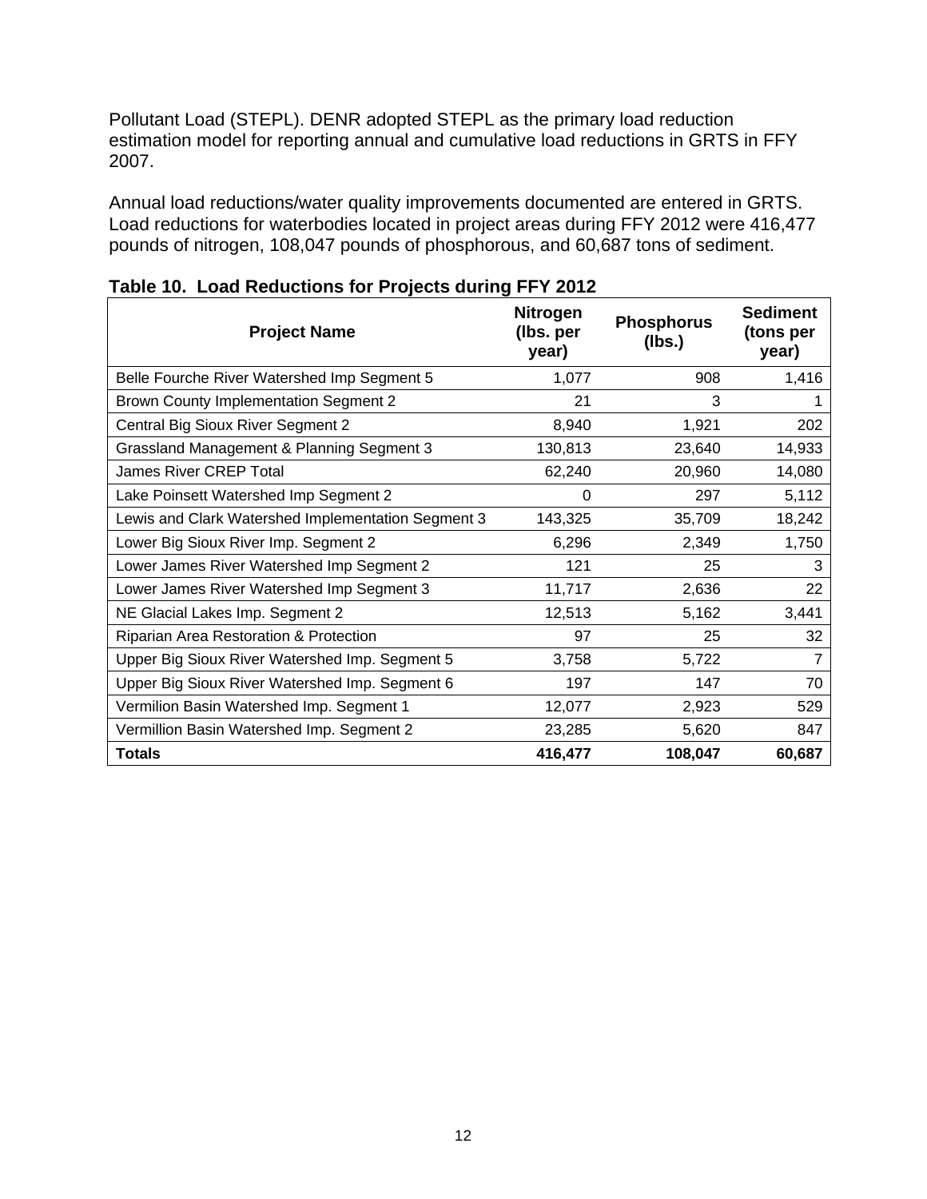Pollutant Load (STEPL). DENR adopted STEPL as the primary load reduction estimation model for reporting annual and cumulative load reductions in GRTS in FFY 2007.

Annual load reductions/water quality improvements documented are entered in GRTS. Load reductions for waterbodies located in project areas during FFY 2012 were 416,477 pounds of nitrogen, 108,047 pounds of phosphorous, and 60,687 tons of sediment.

**Table 10. Load Reductions for Projects during FFY 2012**

| Project Name | Nitrogen (lbs. per year) | Phosphorus (lbs.) | Sediment (tons per year) |
|---|---|---|---|
| Belle Fourche River Watershed Imp Segment 5 | 1,077 | 908 | 1,416 |
| Brown County Implementation Segment 2 | 21 | 3 | 1 |
| Central Big Sioux River Segment 2 | 8,940 | 1,921 | 202 |
| Grassland Management & Planning Segment 3 | 130,813 | 23,640 | 14,933 |
| James River CREP Total | 62,240 | 20,960 | 14,080 |
| Lake Poinsett Watershed Imp Segment 2 | 0 | 297 | 5,112 |
| Lewis and Clark Watershed Implementation Segment 3 | 143,325 | 35,709 | 18,242 |
| Lower Big Sioux River Imp. Segment 2 | 6,296 | 2,349 | 1,750 |
| Lower James River Watershed Imp Segment 2 | 121 | 25 | 3 |
| Lower James River Watershed Imp Segment 3 | 11,717 | 2,636 | 22 |
| NE Glacial Lakes Imp. Segment 2 | 12,513 | 5,162 | 3,441 |
| Riparian Area Restoration & Protection | 97 | 25 | 32 |
| Upper Big Sioux River Watershed Imp. Segment 5 | 3,758 | 5,722 | 7 |
| Upper Big Sioux River Watershed Imp. Segment 6 | 197 | 147 | 70 |
| Vermilion Basin Watershed Imp. Segment 1 | 12,077 | 2,923 | 529 |
| Vermillion Basin Watershed Imp. Segment 2 | 23,285 | 5,620 | 847 |
| **Totals** | **416,477** | **108,047** | **60,687** |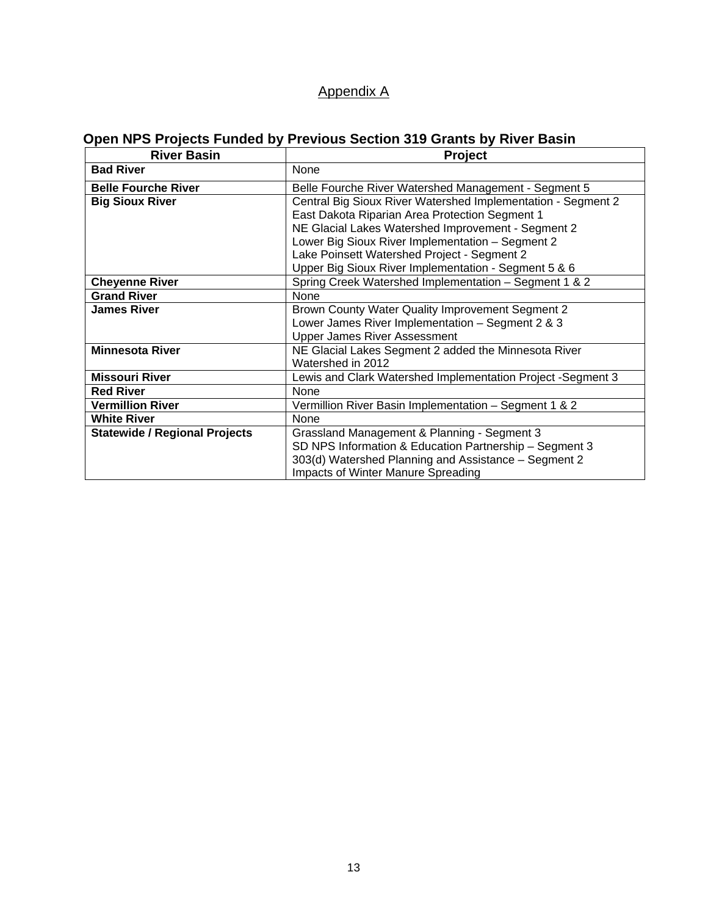# Appendix A

## Open NPS Projects Funded by Previous Section 319 Grants by River Basin

| River Basin | Project |
|---|---|
| **Bad River** | None |
| **Belle Fourche River** | Belle Fourche River Watershed Management - Segment 5 |
| **Big Sioux River** | Central Big Sioux River Watershed Implementation - Segment 2<br>East Dakota Riparian Area Protection Segment 1<br>NE Glacial Lakes Watershed Improvement - Segment 2<br>Lower Big Sioux River Implementation – Segment 2<br>Lake Poinsett Watershed Project - Segment 2<br>Upper Big Sioux River Implementation - Segment 5 & 6 |
| **Cheyenne River** | Spring Creek Watershed Implementation – Segment 1 & 2 |
| **Grand River** | None |
| **James River** | Brown County Water Quality Improvement Segment 2<br>Lower James River Implementation – Segment 2 & 3<br>Upper James River Assessment |
| **Minnesota River** | NE Glacial Lakes Segment 2 added the Minnesota River Watershed in 2012 |
| **Missouri River** | Lewis and Clark Watershed Implementation Project -Segment 3 |
| **Red River** | None |
| **Vermillion River** | Vermillion River Basin Implementation – Segment 1 & 2 |
| **White River** | None |
| **Statewide / Regional Projects** | Grassland Management & Planning - Segment 3<br>SD NPS Information & Education Partnership – Segment 3<br>303(d) Watershed Planning and Assistance – Segment 2<br>Impacts of Winter Manure Spreading |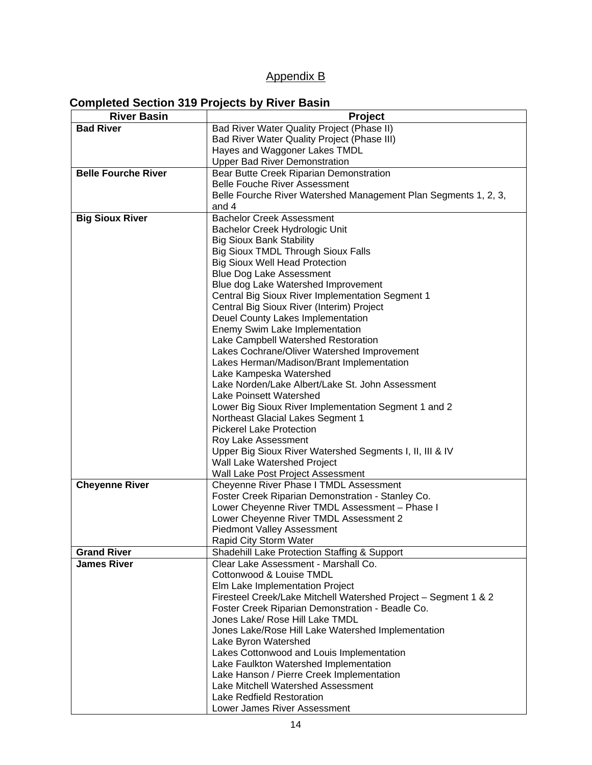Appendix B

## Completed Section 319 Projects by River Basin

| River Basin | Project |
|---|---|
| **Bad River** | Bad River Water Quality Project (Phase II)<br>Bad River Water Quality Project (Phase III)<br>Hayes and Waggoner Lakes TMDL<br>Upper Bad River Demonstration |
| **Belle Fourche River** | Bear Butte Creek Riparian Demonstration<br>Belle Fouche River Assessment<br>Belle Fourche River Watershed Management Plan Segments 1, 2, 3, and 4 |
| **Big Sioux River** | Bachelor Creek Assessment<br>Bachelor Creek Hydrologic Unit<br>Big Sioux Bank Stability<br>Big Sioux TMDL Through Sioux Falls<br>Big Sioux Well Head Protection<br>Blue Dog Lake Assessment<br>Blue dog Lake Watershed Improvement<br>Central Big Sioux River Implementation Segment 1<br>Central Big Sioux River (Interim) Project<br>Deuel County Lakes Implementation<br>Enemy Swim Lake Implementation<br>Lake Campbell Watershed Restoration<br>Lakes Cochrane/Oliver Watershed Improvement<br>Lakes Herman/Madison/Brant Implementation<br>Lake Kampeska Watershed<br>Lake Norden/Lake Albert/Lake St. John Assessment<br>Lake Poinsett Watershed<br>Lower Big Sioux River Implementation Segment 1 and 2<br>Northeast Glacial Lakes Segment 1<br>Pickerel Lake Protection<br>Roy Lake Assessment<br>Upper Big Sioux River Watershed Segments I, II, III & IV<br>Wall Lake Watershed Project<br>Wall Lake Post Project Assessment |
| **Cheyenne River** | Cheyenne River Phase I TMDL Assessment<br>Foster Creek Riparian Demonstration - Stanley Co.<br>Lower Cheyenne River TMDL Assessment – Phase I<br>Lower Cheyenne River TMDL Assessment 2<br>Piedmont Valley Assessment<br>Rapid City Storm Water |
| **Grand River** | Shadehill Lake Protection Staffing & Support |
| **James River** | Clear Lake Assessment - Marshall Co.<br>Cottonwood & Louise TMDL<br>Elm Lake Implementation Project<br>Firesteel Creek/Lake Mitchell Watershed Project – Segment 1 & 2<br>Foster Creek Riparian Demonstration - Beadle Co.<br>Jones Lake/ Rose Hill Lake TMDL<br>Jones Lake/Rose Hill Lake Watershed Implementation<br>Lake Byron Watershed<br>Lakes Cottonwood and Louis Implementation<br>Lake Faulkton Watershed Implementation<br>Lake Hanson / Pierre Creek Implementation<br>Lake Mitchell Watershed Assessment<br>Lake Redfield Restoration<br>Lower James River Assessment |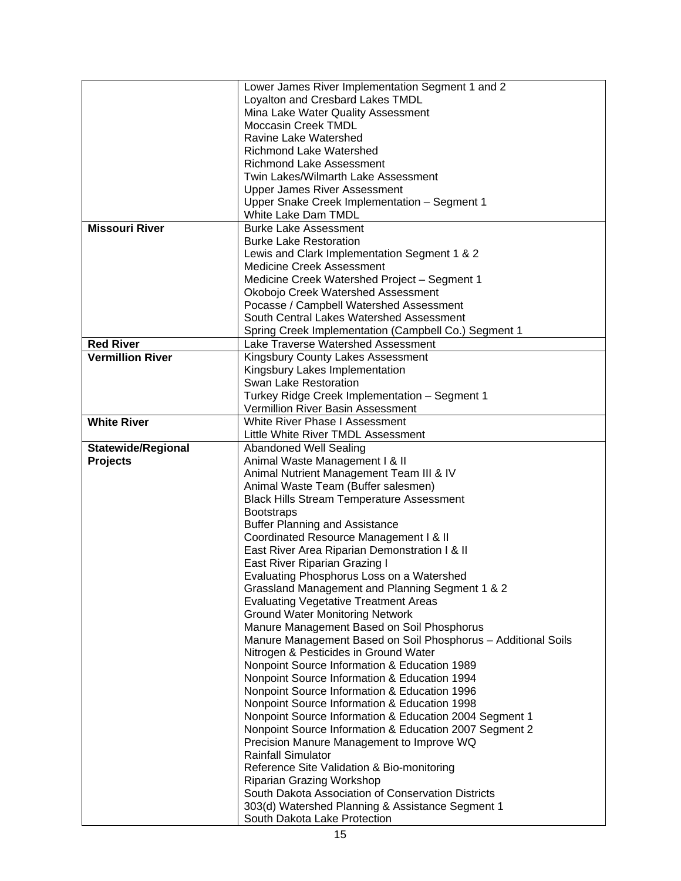| | |
|---|---|
| | Lower James River Implementation Segment 1 and 2<br>Loyalton and Cresbard Lakes TMDL<br>Mina Lake Water Quality Assessment<br>Moccasin Creek TMDL<br>Ravine Lake Watershed<br>Richmond Lake Watershed<br>Richmond Lake Assessment<br>Twin Lakes/Wilmarth Lake Assessment<br>Upper James River Assessment<br>Upper Snake Creek Implementation – Segment 1<br>White Lake Dam TMDL |
| **Missouri River** | Burke Lake Assessment<br>Burke Lake Restoration<br>Lewis and Clark Implementation Segment 1 & 2<br>Medicine Creek Assessment<br>Medicine Creek Watershed Project – Segment 1<br>Okobojo Creek Watershed Assessment<br>Pocasse / Campbell Watershed Assessment<br>South Central Lakes Watershed Assessment<br>Spring Creek Implementation (Campbell Co.) Segment 1 |
| **Red River** | Lake Traverse Watershed Assessment |
| **Vermillion River** | Kingsbury County Lakes Assessment<br>Kingsbury Lakes Implementation<br>Swan Lake Restoration<br>Turkey Ridge Creek Implementation – Segment 1<br>Vermillion River Basin Assessment |
| **White River** | White River Phase I Assessment<br>Little White River TMDL Assessment |
| **Statewide/Regional Projects** | Abandoned Well Sealing<br>Animal Waste Management I & II<br>Animal Nutrient Management Team III & IV<br>Animal Waste Team (Buffer salesmen)<br>Black Hills Stream Temperature Assessment<br>Bootstraps<br>Buffer Planning and Assistance<br>Coordinated Resource Management I & II<br>East River Area Riparian Demonstration I & II<br>East River Riparian Grazing I<br>Evaluating Phosphorus Loss on a Watershed<br>Grassland Management and Planning Segment 1 & 2<br>Evaluating Vegetative Treatment Areas<br>Ground Water Monitoring Network<br>Manure Management Based on Soil Phosphorus<br>Manure Management Based on Soil Phosphorus – Additional Soils<br>Nitrogen & Pesticides in Ground Water<br>Nonpoint Source Information & Education 1989<br>Nonpoint Source Information & Education 1994<br>Nonpoint Source Information & Education 1996<br>Nonpoint Source Information & Education 1998<br>Nonpoint Source Information & Education 2004 Segment 1<br>Nonpoint Source Information & Education 2007 Segment 2<br>Precision Manure Management to Improve WQ<br>Rainfall Simulator<br>Reference Site Validation & Bio-monitoring<br>Riparian Grazing Workshop<br>South Dakota Association of Conservation Districts<br>303(d) Watershed Planning & Assistance Segment 1<br>South Dakota Lake Protection |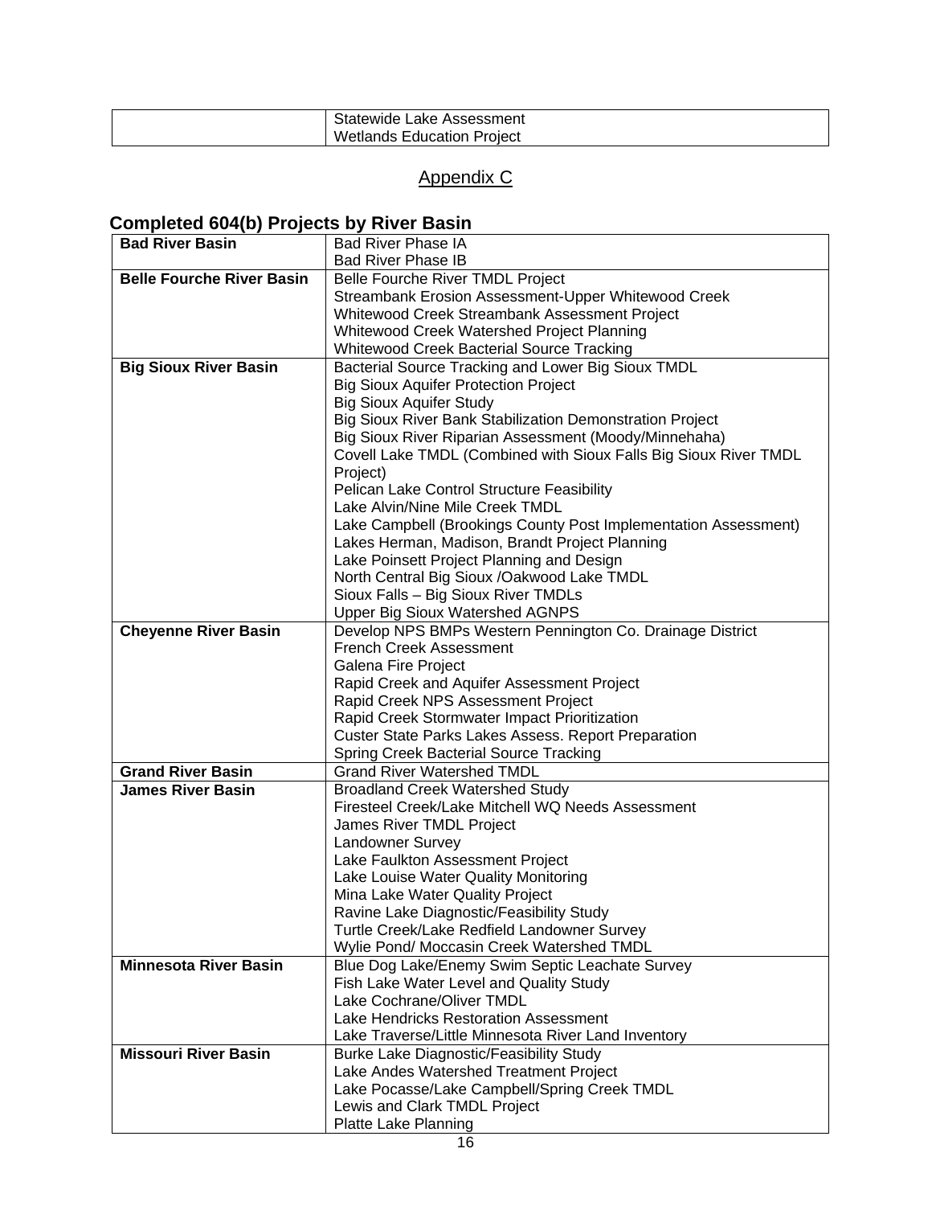| | |
|---|---|
| | Statewide Lake Assessment<br>Wetlands Education Project |

## Appendix C

### Completed 604(b) Projects by River Basin

| | |
|---|---|
| **Bad River Basin** | Bad River Phase IA<br>Bad River Phase IB |
| **Belle Fourche River Basin** | Belle Fourche River TMDL Project<br>Streambank Erosion Assessment-Upper Whitewood Creek<br>Whitewood Creek Streambank Assessment Project<br>Whitewood Creek Watershed Project Planning<br>Whitewood Creek Bacterial Source Tracking |
| **Big Sioux River Basin** | Bacterial Source Tracking and Lower Big Sioux TMDL<br>Big Sioux Aquifer Protection Project<br>Big Sioux Aquifer Study<br>Big Sioux River Bank Stabilization Demonstration Project<br>Big Sioux River Riparian Assessment (Moody/Minnehaha)<br>Covell Lake TMDL (Combined with Sioux Falls Big Sioux River TMDL Project)<br>Pelican Lake Control Structure Feasibility<br>Lake Alvin/Nine Mile Creek TMDL<br>Lake Campbell (Brookings County Post Implementation Assessment)<br>Lakes Herman, Madison, Brandt Project Planning<br>Lake Poinsett Project Planning and Design<br>North Central Big Sioux /Oakwood Lake TMDL<br>Sioux Falls – Big Sioux River TMDLs<br>Upper Big Sioux Watershed AGNPS |
| **Cheyenne River Basin** | Develop NPS BMPs Western Pennington Co. Drainage District<br>French Creek Assessment<br>Galena Fire Project<br>Rapid Creek and Aquifer Assessment Project<br>Rapid Creek NPS Assessment Project<br>Rapid Creek Stormwater Impact Prioritization<br>Custer State Parks Lakes Assess. Report Preparation<br>Spring Creek Bacterial Source Tracking |
| **Grand River Basin** | Grand River Watershed TMDL |
| **James River Basin** | Broadland Creek Watershed Study<br>Firesteel Creek/Lake Mitchell WQ Needs Assessment<br>James River TMDL Project<br>Landowner Survey<br>Lake Faulkton Assessment Project<br>Lake Louise Water Quality Monitoring<br>Mina Lake Water Quality Project<br>Ravine Lake Diagnostic/Feasibility Study<br>Turtle Creek/Lake Redfield Landowner Survey<br>Wylie Pond/ Moccasin Creek Watershed TMDL |
| **Minnesota River Basin** | Blue Dog Lake/Enemy Swim Septic Leachate Survey<br>Fish Lake Water Level and Quality Study<br>Lake Cochrane/Oliver TMDL<br>Lake Hendricks Restoration Assessment<br>Lake Traverse/Little Minnesota River Land Inventory |
| **Missouri River Basin** | Burke Lake Diagnostic/Feasibility Study<br>Lake Andes Watershed Treatment Project<br>Lake Pocasse/Lake Campbell/Spring Creek TMDL<br>Lewis and Clark TMDL Project<br>Platte Lake Planning |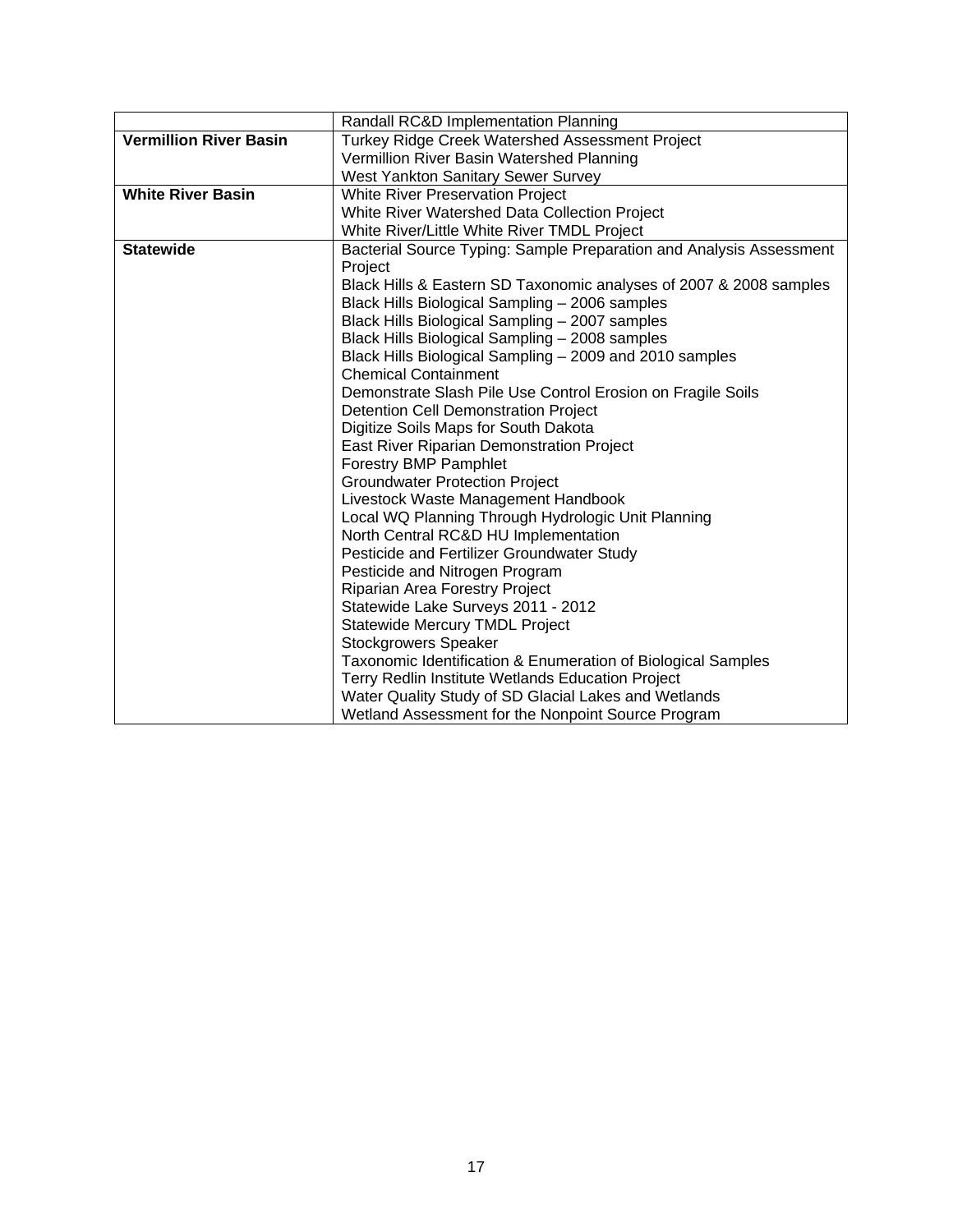| | |
|---|---|
| | Randall RC&D Implementation Planning |
| **Vermillion River Basin** | Turkey Ridge Creek Watershed Assessment Project |
| | Vermillion River Basin Watershed Planning |
| | West Yankton Sanitary Sewer Survey |
| **White River Basin** | White River Preservation Project |
| | White River Watershed Data Collection Project |
| | White River/Little White River TMDL Project |
| **Statewide** | Bacterial Source Typing: Sample Preparation and Analysis Assessment Project |
| | Black Hills & Eastern SD Taxonomic analyses of 2007 & 2008 samples |
| | Black Hills Biological Sampling – 2006 samples |
| | Black Hills Biological Sampling – 2007 samples |
| | Black Hills Biological Sampling – 2008 samples |
| | Black Hills Biological Sampling – 2009 and 2010 samples |
| | Chemical Containment |
| | Demonstrate Slash Pile Use Control Erosion on Fragile Soils |
| | Detention Cell Demonstration Project |
| | Digitize Soils Maps for South Dakota |
| | East River Riparian Demonstration Project |
| | Forestry BMP Pamphlet |
| | Groundwater Protection Project |
| | Livestock Waste Management Handbook |
| | Local WQ Planning Through Hydrologic Unit Planning |
| | North Central RC&D HU Implementation |
| | Pesticide and Fertilizer Groundwater Study |
| | Pesticide and Nitrogen Program |
| | Riparian Area Forestry Project |
| | Statewide Lake Surveys 2011 - 2012 |
| | Statewide Mercury TMDL Project |
| | Stockgrowers Speaker |
| | Taxonomic Identification & Enumeration of Biological Samples |
| | Terry Redlin Institute Wetlands Education Project |
| | Water Quality Study of SD Glacial Lakes and Wetlands |
| | Wetland Assessment for the Nonpoint Source Program |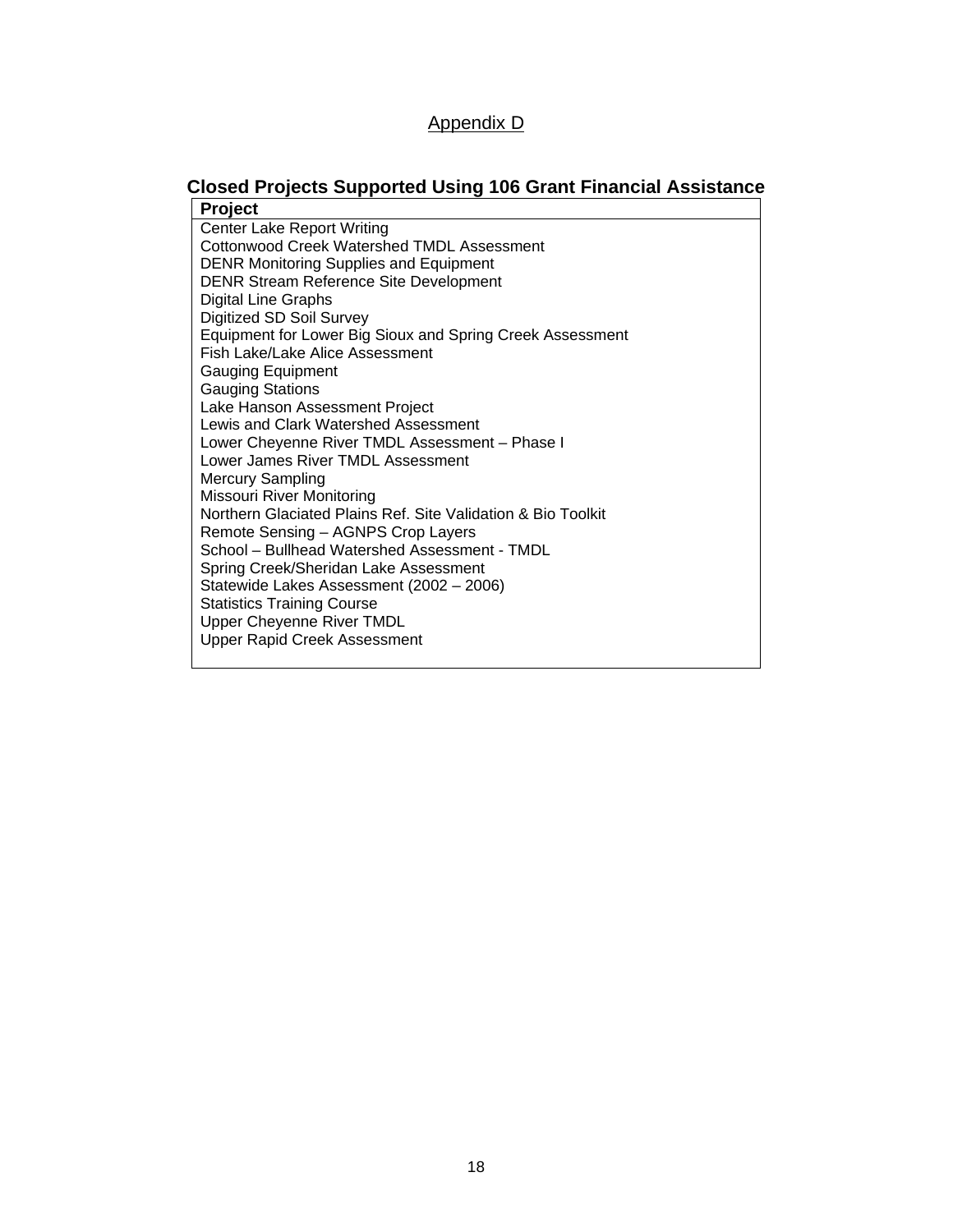Appendix D

## Closed Projects Supported Using 106 Grant Financial Assistance

| Project |
| --- |
| Center Lake Report Writing |
| Cottonwood Creek Watershed TMDL Assessment |
| DENR Monitoring Supplies and Equipment |
| DENR Stream Reference Site Development |
| Digital Line Graphs |
| Digitized SD Soil Survey |
| Equipment for Lower Big Sioux and Spring Creek Assessment |
| Fish Lake/Lake Alice Assessment |
| Gauging Equipment |
| Gauging Stations |
| Lake Hanson Assessment Project |
| Lewis and Clark Watershed Assessment |
| Lower Cheyenne River TMDL Assessment – Phase I |
| Lower James River TMDL Assessment |
| Mercury Sampling |
| Missouri River Monitoring |
| Northern Glaciated Plains Ref. Site Validation & Bio Toolkit |
| Remote Sensing – AGNPS Crop Layers |
| School – Bullhead Watershed Assessment - TMDL |
| Spring Creek/Sheridan Lake Assessment |
| Statewide Lakes Assessment (2002 – 2006) |
| Statistics Training Course |
| Upper Cheyenne River TMDL |
| Upper Rapid Creek Assessment |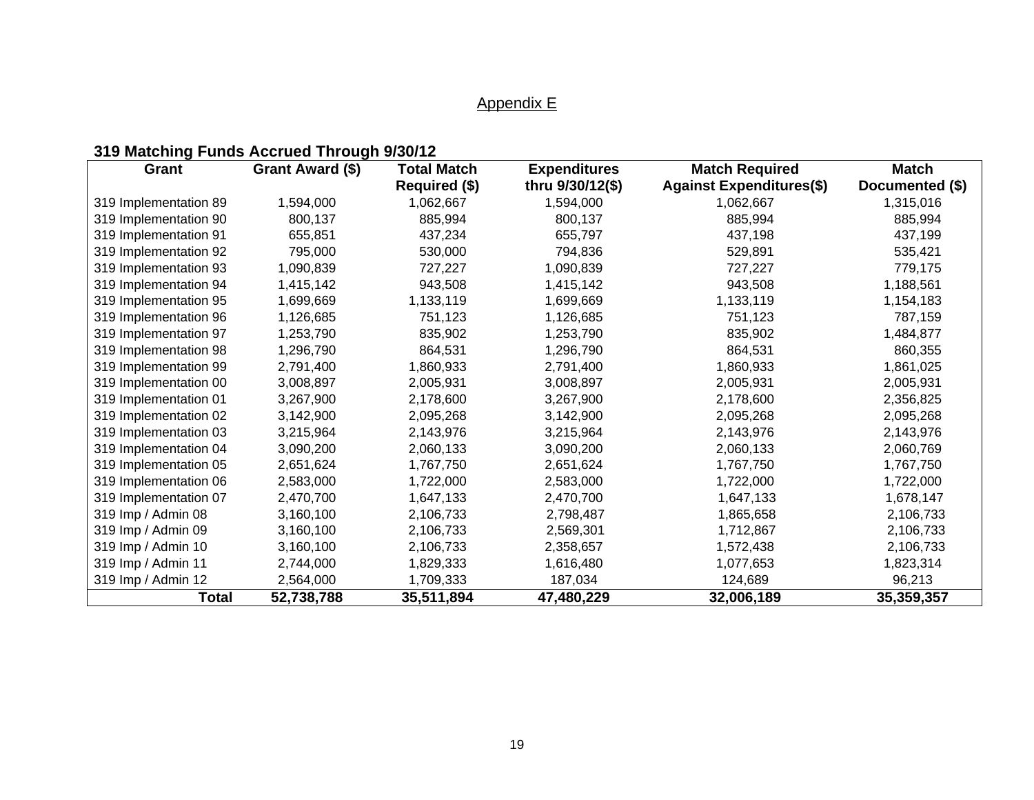Appendix E

**319 Matching Funds Accrued Through 9/30/12**

| Grant | Grant Award ($) | Total Match Required ($) | Expenditures thru 9/30/12($) | Match Required Against Expenditures($) | Match Documented ($) |
|---|---|---|---|---|---|
| 319 Implementation 89 | 1,594,000 | 1,062,667 | 1,594,000 | 1,062,667 | 1,315,016 |
| 319 Implementation 90 | 800,137 | 885,994 | 800,137 | 885,994 | 885,994 |
| 319 Implementation 91 | 655,851 | 437,234 | 655,797 | 437,198 | 437,199 |
| 319 Implementation 92 | 795,000 | 530,000 | 794,836 | 529,891 | 535,421 |
| 319 Implementation 93 | 1,090,839 | 727,227 | 1,090,839 | 727,227 | 779,175 |
| 319 Implementation 94 | 1,415,142 | 943,508 | 1,415,142 | 943,508 | 1,188,561 |
| 319 Implementation 95 | 1,699,669 | 1,133,119 | 1,699,669 | 1,133,119 | 1,154,183 |
| 319 Implementation 96 | 1,126,685 | 751,123 | 1,126,685 | 751,123 | 787,159 |
| 319 Implementation 97 | 1,253,790 | 835,902 | 1,253,790 | 835,902 | 1,484,877 |
| 319 Implementation 98 | 1,296,790 | 864,531 | 1,296,790 | 864,531 | 860,355 |
| 319 Implementation 99 | 2,791,400 | 1,860,933 | 2,791,400 | 1,860,933 | 1,861,025 |
| 319 Implementation 00 | 3,008,897 | 2,005,931 | 3,008,897 | 2,005,931 | 2,005,931 |
| 319 Implementation 01 | 3,267,900 | 2,178,600 | 3,267,900 | 2,178,600 | 2,356,825 |
| 319 Implementation 02 | 3,142,900 | 2,095,268 | 3,142,900 | 2,095,268 | 2,095,268 |
| 319 Implementation 03 | 3,215,964 | 2,143,976 | 3,215,964 | 2,143,976 | 2,143,976 |
| 319 Implementation 04 | 3,090,200 | 2,060,133 | 3,090,200 | 2,060,133 | 2,060,769 |
| 319 Implementation 05 | 2,651,624 | 1,767,750 | 2,651,624 | 1,767,750 | 1,767,750 |
| 319 Implementation 06 | 2,583,000 | 1,722,000 | 2,583,000 | 1,722,000 | 1,722,000 |
| 319 Implementation 07 | 2,470,700 | 1,647,133 | 2,470,700 | 1,647,133 | 1,678,147 |
| 319 Imp / Admin 08 | 3,160,100 | 2,106,733 | 2,798,487 | 1,865,658 | 2,106,733 |
| 319 Imp / Admin 09 | 3,160,100 | 2,106,733 | 2,569,301 | 1,712,867 | 2,106,733 |
| 319 Imp / Admin 10 | 3,160,100 | 2,106,733 | 2,358,657 | 1,572,438 | 2,106,733 |
| 319 Imp / Admin 11 | 2,744,000 | 1,829,333 | 1,616,480 | 1,077,653 | 1,823,314 |
| 319 Imp / Admin 12 | 2,564,000 | 1,709,333 | 187,034 | 124,689 | 96,213 |
| **Total** | **52,738,788** | **35,511,894** | **47,480,229** | **32,006,189** | **35,359,357** |